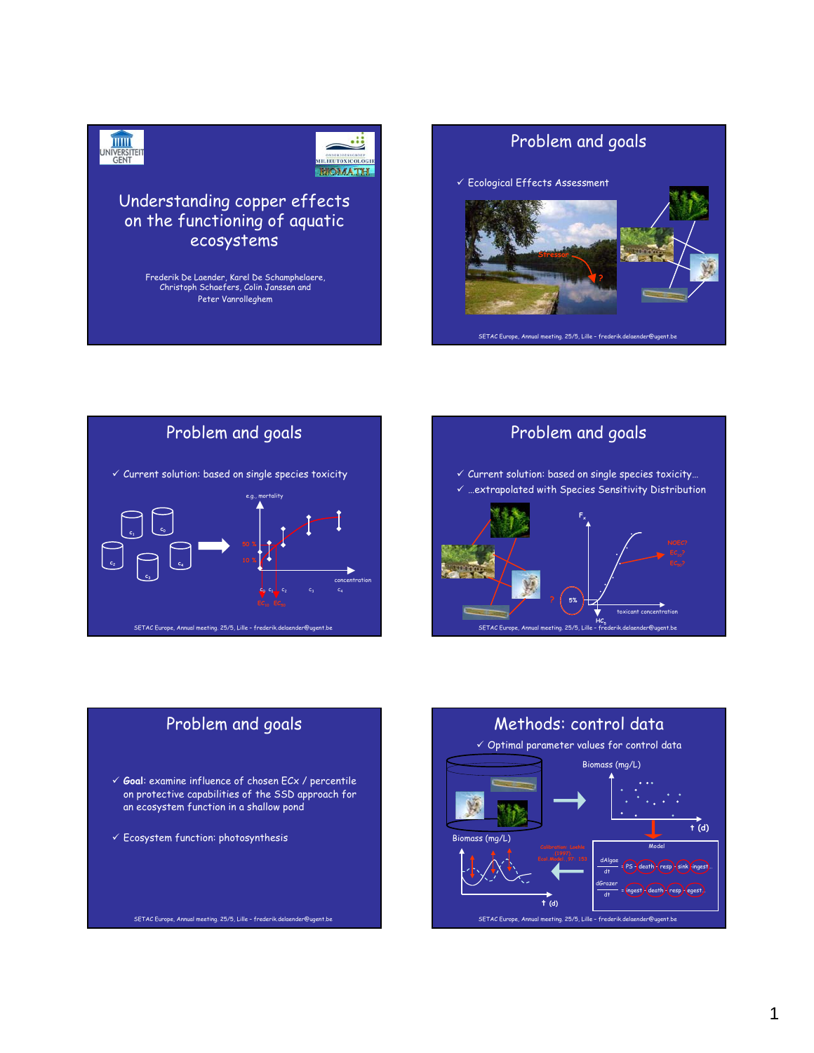# Understanding copper effects on the functioning of aquatic ecosystems

Frederik De Laender, Karel De Schamphelaere, Christoph Schaefers, Colin Janssen and Peter Vanrolleghem

## Problem and goals

✓ Ecological Effects Assessment

Stressor ?

## Problem and goals

✓ Current solution: based on single species toxicity

e.g., mortality

50 %

10 %

concentration

$c_0$ $c_1$ $c_2$ $c_3$ $c_4$

$EC_{10}$ $EC_{50}$

## Problem and goals

✓ Current solution: based on single species toxicity…

✓ …extrapolated with Species Sensitivity Distribution

$F_x$

NOEC?

$EC_{10}$?

$EC_{50}$?

? 5%

$HC_5$

toxicant concentration

## Problem and goals

✓ **Goal**: examine influence of chosen ECx / percentile on protective capabilities of the SSD approach for an ecosystem function in a shallow pond

✓ Ecosystem function: photosynthesis

## Methods: control data

✓ Optimal parameter values for control data

Biomass (mg/L)

t (d)

Model

$$\frac{dAlgae}{dt} = PS - death - resp - sink - ingest\ldots$$

$$\frac{dGrazer}{dt} = ingest - death - resp - egest\ldots$$

Calibration: Loehle (1997), Ecol. Model., 97: 153

Biomass (mg/L)

t (d)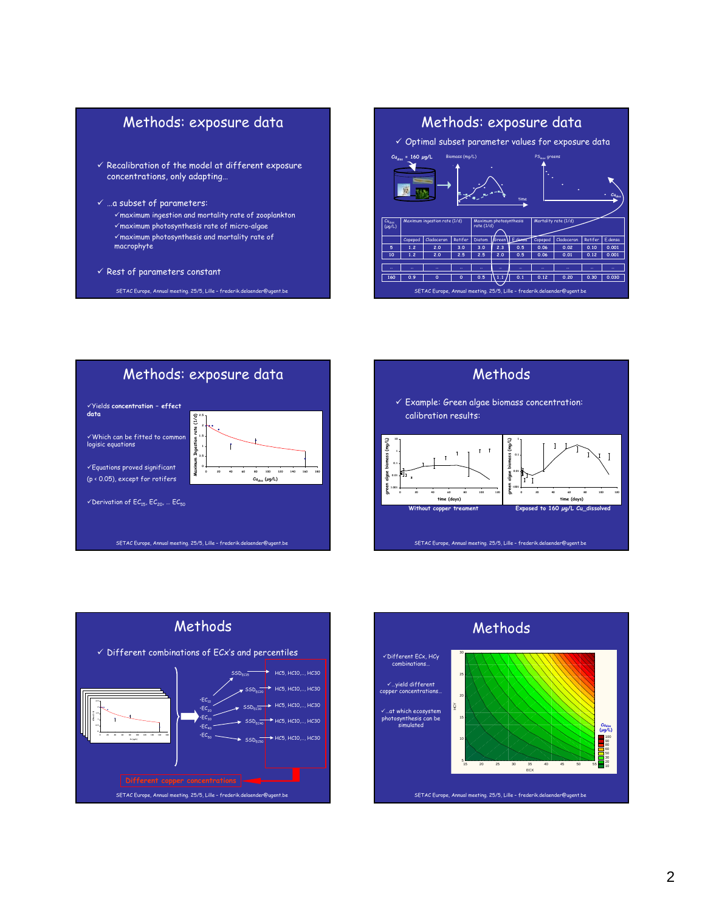## Methods: exposure data

- Recalibration of the model at different exposure concentrations, only adapting…
- …a subset of parameters:
  - maximum ingestion and mortality rate of zooplankton
  - maximum photosynthesis rate of micro-algae
  - maximum photosynthesis and mortality rate of macrophyte
- Rest of parameters constant

## Methods: exposure data

- Optimal subset parameter values for exposure data

$Cu_{diss}$ = 160 µg/L — Biomass (mg/L) — time — $PS_{max}$ greens — $Cu_{diss}$

| $Cu_{diss}$ (µg/L) | Maximum ingestion rate (1/d) | | | Maximum photosynthesis rate (1/d) | | | Mortality rate (1/d) | | | |
|---|---|---|---|---|---|---|---|---|---|---|
| | Copepod | Cladoceran | Rotifer | Diatom | Green | E.densa | Copepod | Cladoceran | Rotifer | E.densa |
| 5 | 1.2 | 2.0 | 3.0 | 3.0 | 2.3 | 0.5 | 0.06 | 0.02 | 0.10 | 0.001 |
| 10 | 1.2 | 2.0 | 2.5 | 2.5 | 2.0 | 0.5 | 0.06 | 0.01 | 0.12 | 0.001 |
| .. | .. | .. | .. | .. | .. | .. | .. | .. | .. | .. |
| 160 | 0.9 | 0 | 0 | 0.5 | 1.1 | 0.1 | 0.12 | 0.20 | 0.30 | 0.030 |

## Methods: exposure data

- Yields **concentration – effect data**
- Which can be fitted to common logisic equations
- Equations proved significant ($p < 0.05$), except for rotifers
- Derivation of $EC_{15}$, $EC_{20}$, … $EC_{50}$

## Methods

- Example: Green algae biomass concentration: calibration results:

Without copper treament — Exposed to 160 µg/L Cu_dissolved

## Methods

- Different combinations of ECx's and percentiles

$EC_{10}$, $EC_{20}$, $EC_{30}$, $EC_{40}$, $EC_{50}$ → $SSD_{EC15}$, $SSD_{EC20}$, $SSD_{EC30}$, $SSD_{EC40}$, $SSD_{EC50}$ → HC5, HC10,…, HC30

Different copper concentrations

## Methods

- Different ECx, HCy combinations…
- …yield different copper concentrations…
- …at which ecosystem photosynthesis can be simulated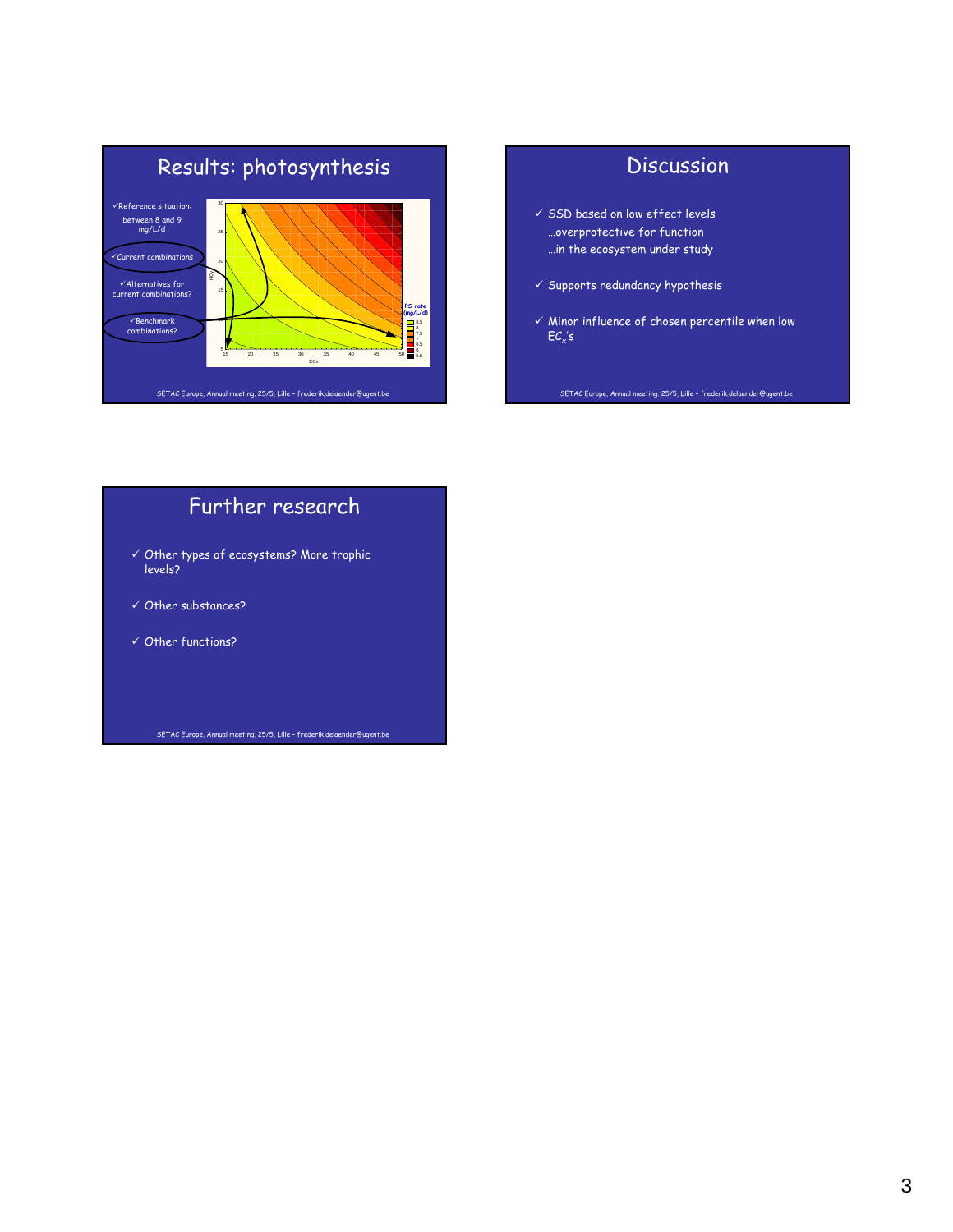# Results: photosynthesis

- ✓Reference situation: between 8 and 9 mg/L/d
- ✓Current combinations
- ✓Alternatives for current combinations?
- ✓Benchmark combinations?

30
25
20
15
5
15 20 25 30 35 40 45 50
ECx
HC5
PS rate (mg/L/d)
8.5
8
7.5
7
6.5
6
5.5

# Discussion

- ✓ SSD based on low effect levels
  …overprotective for function
  …in the ecosystem under study
- ✓ Supports redundancy hypothesis
- ✓ Minor influence of chosen percentile when low $EC_x$'s

# Further research

- ✓ Other types of ecosystems? More trophic levels?
- ✓ Other substances?
- ✓ Other functions?